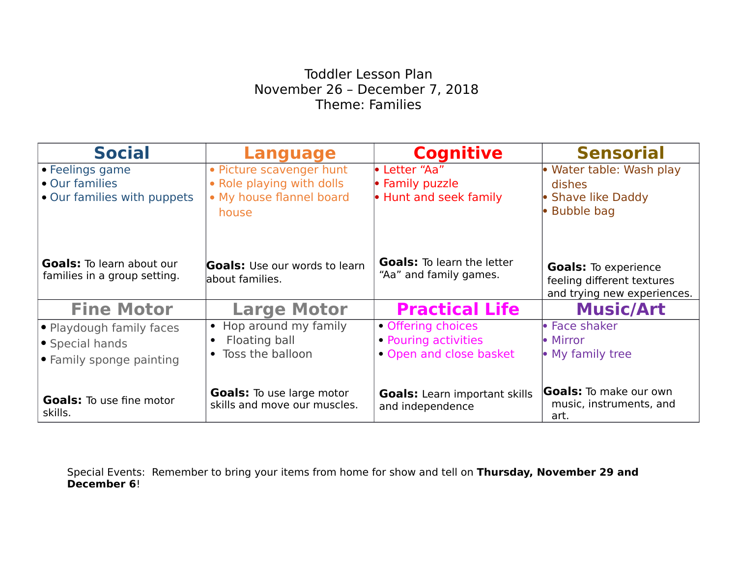# Toddler Lesson Plan

November 26 – December 7, 2018

Theme: Families

| Social | Language | Cognitive | Sensorial |
|---|---|---|---|
| • Feelings game<br>• Our families<br>• Our families with puppets<br><br>**Goals:** To learn about our families in a group setting. | • Picture scavenger hunt<br>• Role playing with dolls<br>• My house flannel board house<br><br>**Goals:** Use our words to learn about families. | • Letter "Aa"<br>• Family puzzle<br>• Hunt and seek family<br><br>**Goals:** To learn the letter "Aa" and family games. | • Water table: Wash play dishes<br>• Shave like Daddy<br>• Bubble bag<br><br>**Goals:** To experience feeling different textures and trying new experiences. |
| **Fine Motor** | **Large Motor** | **Practical Life** | **Music/Art** |
| • Playdough family faces<br>• Special hands<br>• Family sponge painting<br><br>**Goals:** To use fine motor skills. | • Hop around my family<br>• Floating ball<br>• Toss the balloon<br><br>**Goals:** To use large motor skills and move our muscles. | • Offering choices<br>• Pouring activities<br>• Open and close basket<br><br>**Goals:** Learn important skills and independence | • Face shaker<br>• Mirror<br>• My family tree<br><br>**Goals:** To make our own music, instruments, and art. |

Special Events: Remember to bring your items from home for show and tell on **Thursday, November 29 and December 6**!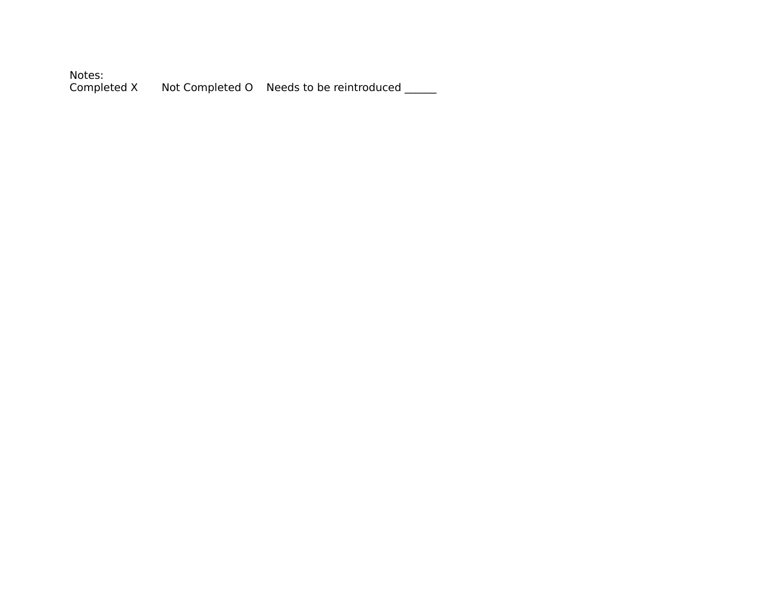Notes:
Completed X    Not Completed O    Needs to be reintroduced ______